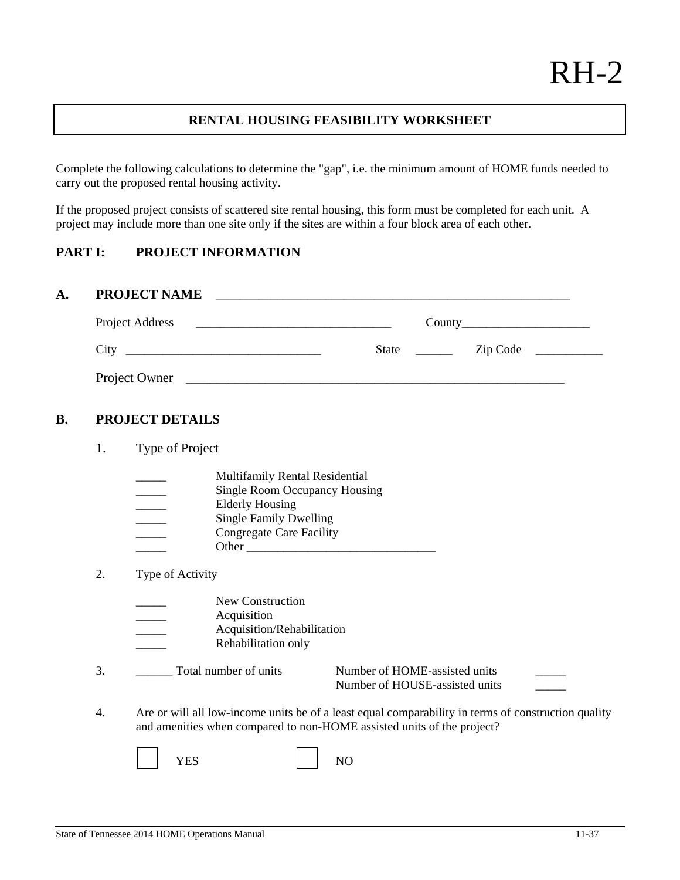# RH-2

## RENTAL HOUSING FEASIBILITY WORKSHEET

Complete the following calculations to determine the "gap", i.e. the minimum amount of HOME funds needed to carry out the proposed rental housing activity.

If the proposed project consists of scattered site rental housing, this form must be completed for each unit. A project may include more than one site only if the sites are within a four block area of each other.

## PART I: PROJECT INFORMATION

### A. PROJECT NAME ___________________________________________________________

Project Address _________________________________ County_____________________

City ________________________________ State ______ Zip Code ___________

Project Owner _______________________________________________________________

### B. PROJECT DETAILS

1. Type of Project

   _____ Multifamily Rental Residential
   _____ Single Room Occupancy Housing
   _____ Elderly Housing
   _____ Single Family Dwelling
   _____ Congregate Care Facility
   _____ Other ________________________________

2. Type of Activity

   _____ New Construction
   _____ Acquisition
   _____ Acquisition/Rehabilitation
   _____ Rehabilitation only

3. ______ Total number of units    Number of HOME-assisted units _____
   Number of HOUSE-assisted units _____

4. Are or will all low-income units be of a least equal comparability in terms of construction quality and amenities when compared to non-HOME assisted units of the project?

   ☐ YES    ☐ NO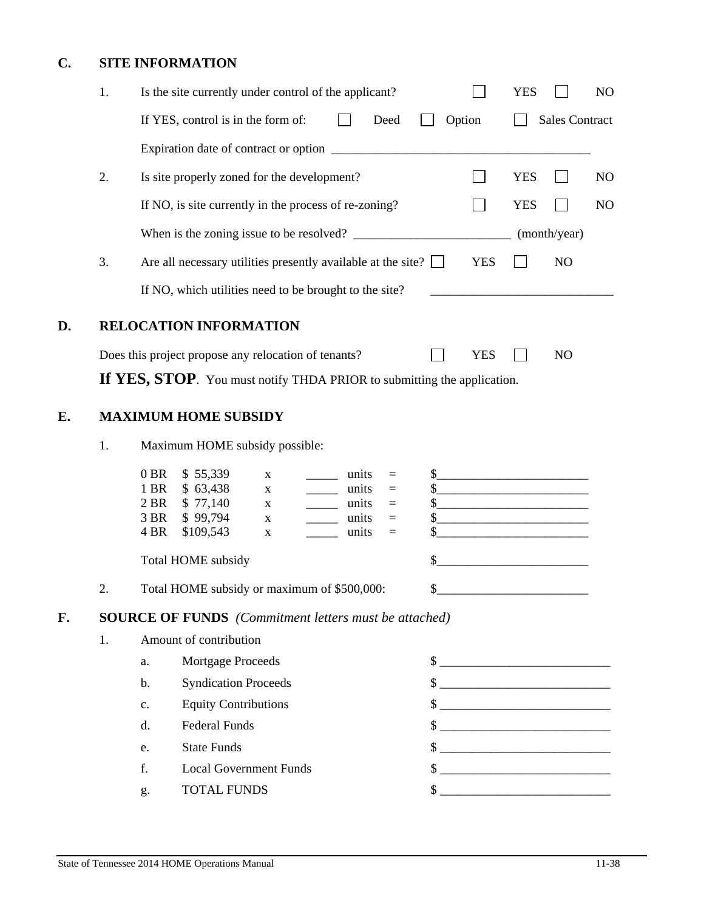## C. SITE INFORMATION

1. Is the site currently under control of the applicant? ☐ YES ☐ NO

   If YES, control is in the form of: ☐ Deed ☐ Option ☐ Sales Contract

   Expiration date of contract or option ________________________________________

2. Is site properly zoned for the development? ☐ YES ☐ NO

   If NO, is site currently in the process of re-zoning? ☐ YES ☐ NO

   When is the zoning issue to be resolved? ________________________ (month/year)

3. Are all necessary utilities presently available at the site? ☐ YES ☐ NO

   If NO, which utilities need to be brought to the site? ____________________________

## D. RELOCATION INFORMATION

Does this project propose any relocation of tenants? ☐ YES ☐ NO

**If YES, STOP**. You must notify THDA PRIOR to submitting the application.

## E. MAXIMUM HOME SUBSIDY

1. Maximum HOME subsidy possible:

| | | | | | | |
|---|---|---|---|---|---|---|
| 0 BR | $ 55,339 | x | _____ | units | = | $________________________ |
| 1 BR | $ 63,438 | x | _____ | units | = | $________________________ |
| 2 BR | $ 77,140 | x | _____ | units | = | $________________________ |
| 3 BR | $ 99,794 | x | _____ | units | = | $________________________ |
| 4 BR | $109,543 | x | _____ | units | = | $________________________ |

   Total HOME subsidy $________________________

2. Total HOME subsidy or maximum of $500,000: $________________________

## F. SOURCE OF FUNDS *(Commitment letters must be attached)*

1. Amount of contribution

   a. Mortgage Proceeds $ ___________________________

   b. Syndication Proceeds $ ___________________________

   c. Equity Contributions $ ___________________________

   d. Federal Funds $ ___________________________

   e. State Funds $ ___________________________

   f. Local Government Funds $ ___________________________

   g. TOTAL FUNDS $ ___________________________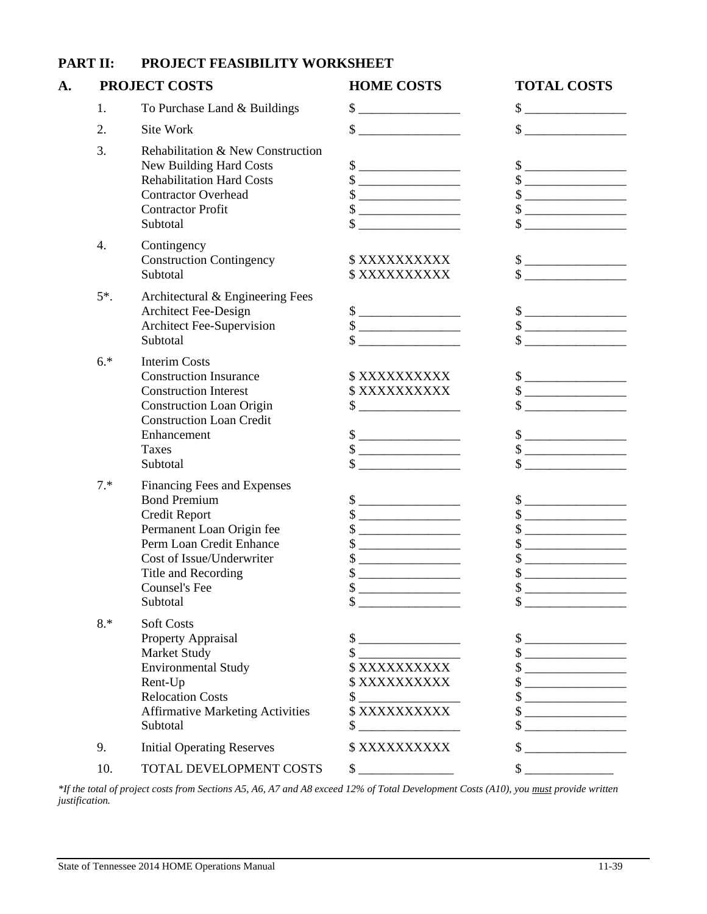## PART II: PROJECT FEASIBILITY WORKSHEET

| A. | PROJECT COSTS | HOME COSTS | TOTAL COSTS |
|---|---|---|---|
| 1. | To Purchase Land & Buildings | $ ________________ | $ ________________ |
| 2. | Site Work | $ ________________ | $ ________________ |
| 3. | Rehabilitation & New Construction | | |
| | New Building Hard Costs | $ ________________ | $ ________________ |
| | Rehabilitation Hard Costs | $ ________________ | $ ________________ |
| | Contractor Overhead | $ ________________ | $ ________________ |
| | Contractor Profit | $ ________________ | $ ________________ |
| | Subtotal | $ ________________ | $ ________________ |
| 4. | Contingency | | |
| | Construction Contingency | $ XXXXXXXXXX | $ ________________ |
| | Subtotal | $ XXXXXXXXXX | $ ________________ |
| 5*. | Architectural & Engineering Fees | | |
| | Architect Fee-Design | $ ________________ | $ ________________ |
| | Architect Fee-Supervision | $ ________________ | $ ________________ |
| | Subtotal | $ ________________ | $ ________________ |
| 6.* | Interim Costs | | |
| | Construction Insurance | $ XXXXXXXXXX | $ ________________ |
| | Construction Interest | $ XXXXXXXXXX | $ ________________ |
| | Construction Loan Origin | $ ________________ | $ ________________ |
| | Construction Loan Credit Enhancement | $ ________________ | $ ________________ |
| | Taxes | $ ________________ | $ ________________ |
| | Subtotal | $ ________________ | $ ________________ |
| 7.* | Financing Fees and Expenses | | |
| | Bond Premium | $ ________________ | $ ________________ |
| | Credit Report | $ ________________ | $ ________________ |
| | Permanent Loan Origin fee | $ ________________ | $ ________________ |
| | Perm Loan Credit Enhance | $ ________________ | $ ________________ |
| | Cost of Issue/Underwriter | $ ________________ | $ ________________ |
| | Title and Recording | $ ________________ | $ ________________ |
| | Counsel's Fee | $ ________________ | $ ________________ |
| | Subtotal | $ ________________ | $ ________________ |
| 8.* | Soft Costs | | |
| | Property Appraisal | $ ________________ | $ ________________ |
| | Market Study | $ ________________ | $ ________________ |
| | Environmental Study | $ XXXXXXXXXX | $ ________________ |
| | Rent-Up | $ XXXXXXXXXX | $ ________________ |
| | Relocation Costs | $ ________________ | $ ________________ |
| | Affirmative Marketing Activities | $ XXXXXXXXXX | $ ________________ |
| | Subtotal | $ ________________ | $ ________________ |
| 9. | Initial Operating Reserves | $ XXXXXXXXXX | $ ________________ |
| 10. | TOTAL DEVELOPMENT COSTS | $ ________________ | $ ________________ |

*\*If the total of project costs from Sections A5, A6, A7 and A8 exceed 12% of Total Development Costs (A10), you <u>must</u> provide written justification.*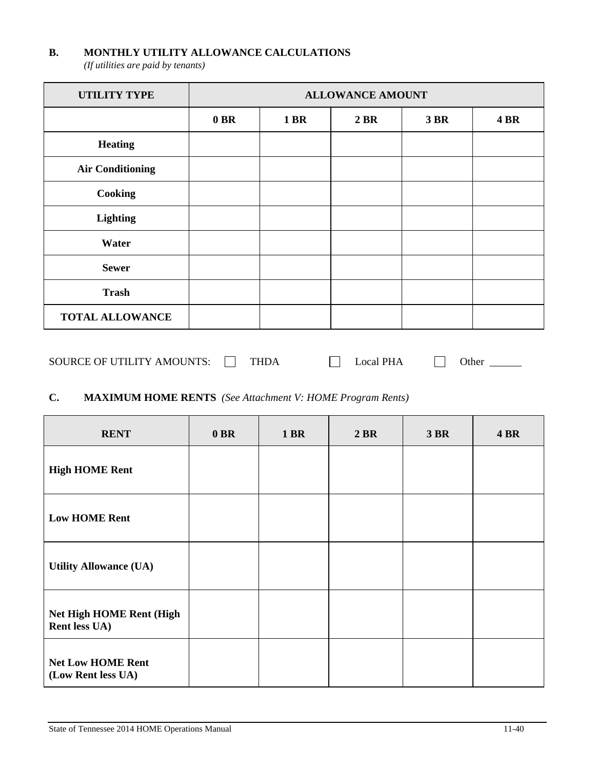### B. MONTHLY UTILITY ALLOWANCE CALCULATIONS

*(If utilities are paid by tenants)*

| UTILITY TYPE | ALLOWANCE AMOUNT | | | | |
|---|---|---|---|---|---|
| | 0 BR | 1 BR | 2 BR | 3 BR | 4 BR |
| Heating | | | | | |
| Air Conditioning | | | | | |
| Cooking | | | | | |
| Lighting | | | | | |
| Water | | | | | |
| Sewer | | | | | |
| Trash | | | | | |
| TOTAL ALLOWANCE | | | | | |

SOURCE OF UTILITY AMOUNTS: ☐ THDA ☐ Local PHA ☐ Other ______

### C. MAXIMUM HOME RENTS *(See Attachment V: HOME Program Rents)*

| RENT | 0 BR | 1 BR | 2 BR | 3 BR | 4 BR |
|---|---|---|---|---|---|
| **High HOME Rent** | | | | | |
| **Low HOME Rent** | | | | | |
| **Utility Allowance (UA)** | | | | | |
| **Net High HOME Rent (High Rent less UA)** | | | | | |
| **Net Low HOME Rent (Low Rent less UA)** | | | | | |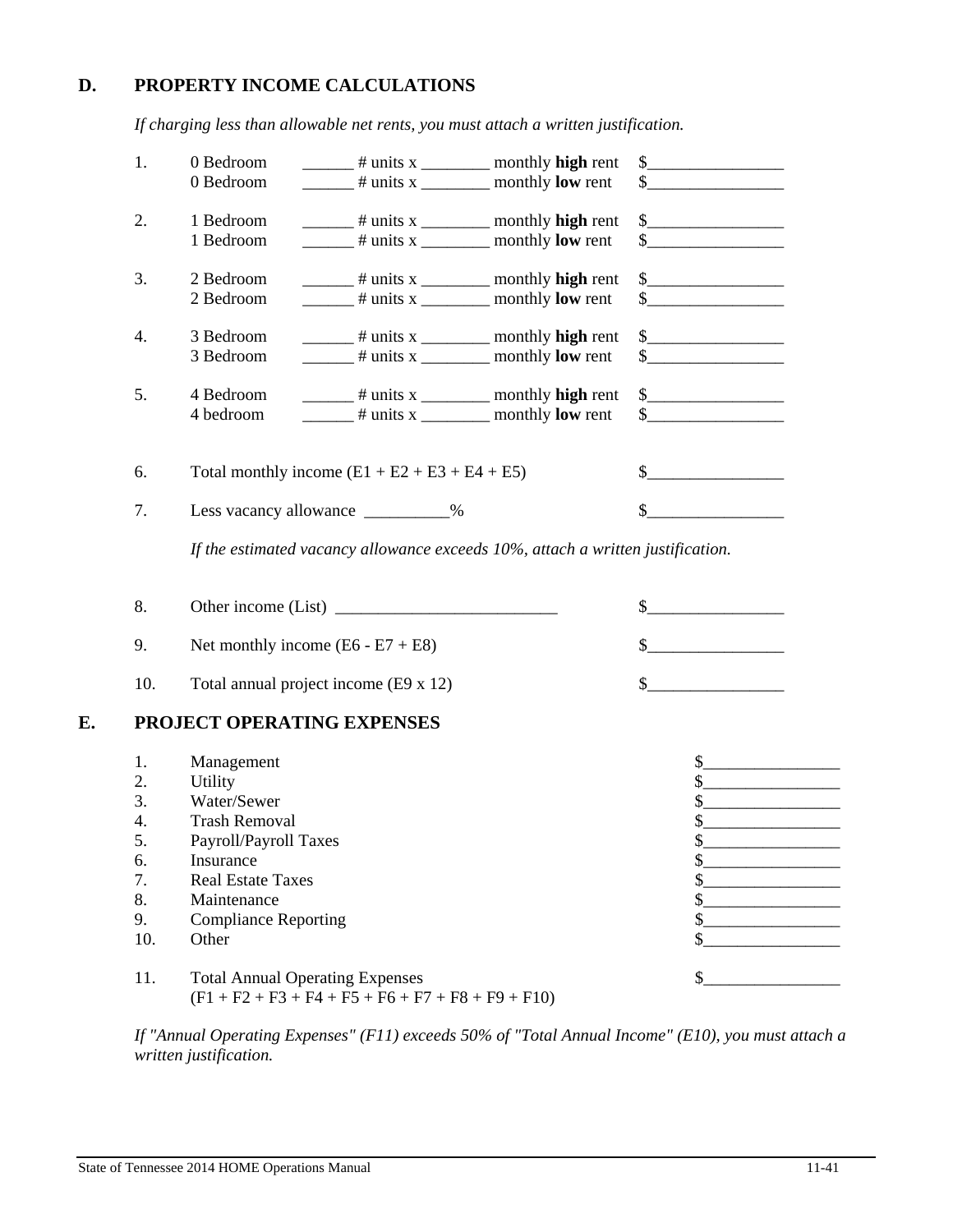## D. PROPERTY INCOME CALCULATIONS

*If charging less than allowable net rents, you must attach a written justification.*

1. 0 Bedroom ______ # units x ________ monthly **high** rent $________________
   0 Bedroom ______ # units x ________ monthly **low** rent $________________

2. 1 Bedroom ______ # units x ________ monthly **high** rent $________________
   1 Bedroom ______ # units x ________ monthly **low** rent $________________

3. 2 Bedroom ______ # units x ________ monthly **high** rent $________________
   2 Bedroom ______ # units x ________ monthly **low** rent $________________

4. 3 Bedroom ______ # units x ________ monthly **high** rent $________________
   3 Bedroom ______ # units x ________ monthly **low** rent $________________

5. 4 Bedroom ______ # units x ________ monthly **high** rent $________________
   4 bedroom ______ # units x ________ monthly **low** rent $________________

6. Total monthly income (E1 + E2 + E3 + E4 + E5) $________________

7. Less vacancy allowance __________% $________________

   *If the estimated vacancy allowance exceeds 10%, attach a written justification.*

8. Other income (List) __________________________ $________________

9. Net monthly income (E6 - E7 + E8) $________________

10. Total annual project income (E9 x 12) $________________

## E. PROJECT OPERATING EXPENSES

1. Management $________________
2. Utility $________________
3. Water/Sewer $________________
4. Trash Removal $________________
5. Payroll/Payroll Taxes $________________
6. Insurance $________________
7. Real Estate Taxes $________________
8. Maintenance $________________
9. Compliance Reporting $________________
10. Other $________________

11. Total Annual Operating Expenses $________________
    (F1 + F2 + F3 + F4 + F5 + F6 + F7 + F8 + F9 + F10)

*If "Annual Operating Expenses" (F11) exceeds 50% of "Total Annual Income" (E10), you must attach a written justification.*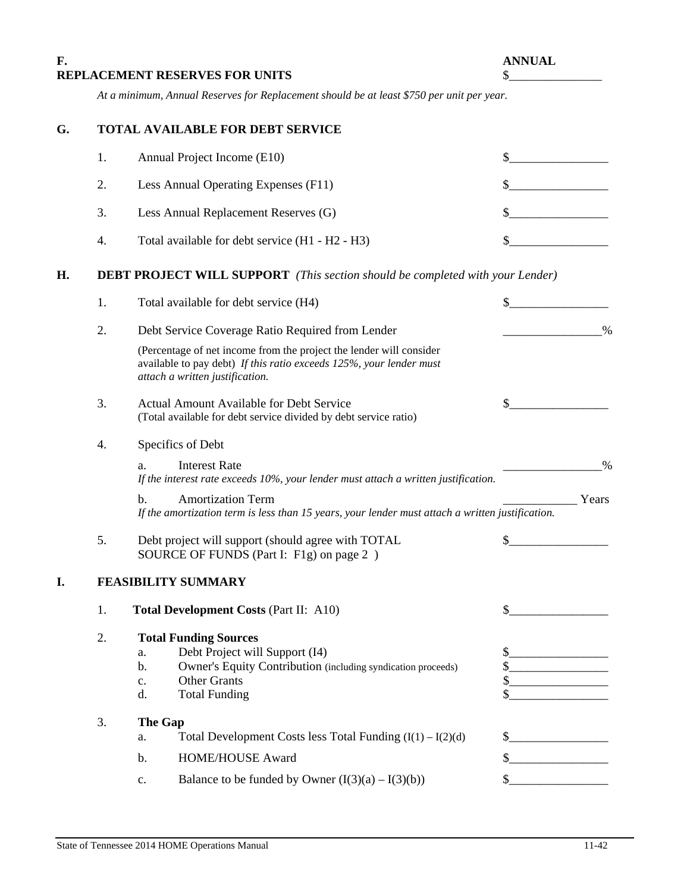**F. REPLACEMENT RESERVES FOR UNITS** | **ANNUAL** $_______________

*At a minimum, Annual Reserves for Replacement should be at least $750 per unit per year.*

## G. TOTAL AVAILABLE FOR DEBT SERVICE

| | | |
|---|---|---|
| 1. | Annual Project Income (E10) | $________________ |
| 2. | Less Annual Operating Expenses (F11) | $________________ |
| 3. | Less Annual Replacement Reserves (G) | $________________ |
| 4. | Total available for debt service (H1 - H2 - H3) | $________________ |

## H. DEBT PROJECT WILL SUPPORT *(This section should be completed with your Lender)*

| | | |
|---|---|---|
| 1. | Total available for debt service (H4) | $________________ |
| 2. | Debt Service Coverage Ratio Required from Lender<br>(Percentage of net income from the project the lender will consider available to pay debt) *If this ratio exceeds 125%, your lender must attach a written justification.* | ________________% |
| 3. | Actual Amount Available for Debt Service<br>(Total available for debt service divided by debt service ratio) | $________________ |
| 4. | Specifics of Debt | |
| | a. Interest Rate<br>*If the interest rate exceeds 10%, your lender must attach a written justification.* | ________________% |
| | b. Amortization Term<br>*If the amortization term is less than 15 years, your lender must attach a written justification.* | ____________ Years |
| 5. | Debt project will support (should agree with TOTAL SOURCE OF FUNDS (Part I: F1g) on page 2 ) | $________________ |

## I. FEASIBILITY SUMMARY

| | | |
|---|---|---|
| 1. | **Total Development Costs** (Part II: A10) | $________________ |
| 2. | **Total Funding Sources** | |
| | a. Debt Project will Support (I4) | $________________ |
| | b. Owner's Equity Contribution (including syndication proceeds) | $________________ |
| | c. Other Grants | $________________ |
| | d. Total Funding | $________________ |
| 3. | **The Gap** | |
| | a. Total Development Costs less Total Funding (I(1) – I(2)(d) | $________________ |
| | b. HOME/HOUSE Award | $________________ |
| | c. Balance to be funded by Owner (I(3)(a) – I(3)(b)) | $________________ |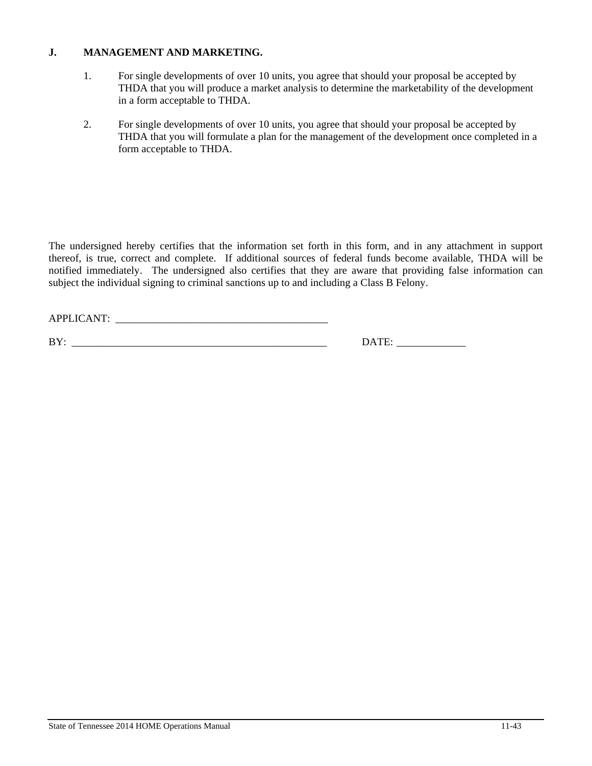**J. MANAGEMENT AND MARKETING.**

1. For single developments of over 10 units, you agree that should your proposal be accepted by THDA that you will produce a market analysis to determine the marketability of the development in a form acceptable to THDA.

2. For single developments of over 10 units, you agree that should your proposal be accepted by THDA that you will formulate a plan for the management of the development once completed in a form acceptable to THDA.

The undersigned hereby certifies that the information set forth in this form, and in any attachment in support thereof, is true, correct and complete. If additional sources of federal funds become available, THDA will be notified immediately. The undersigned also certifies that they are aware that providing false information can subject the individual signing to criminal sanctions up to and including a Class B Felony.

APPLICANT: ________________________________________

BY: ________________________________________________ DATE: _____________